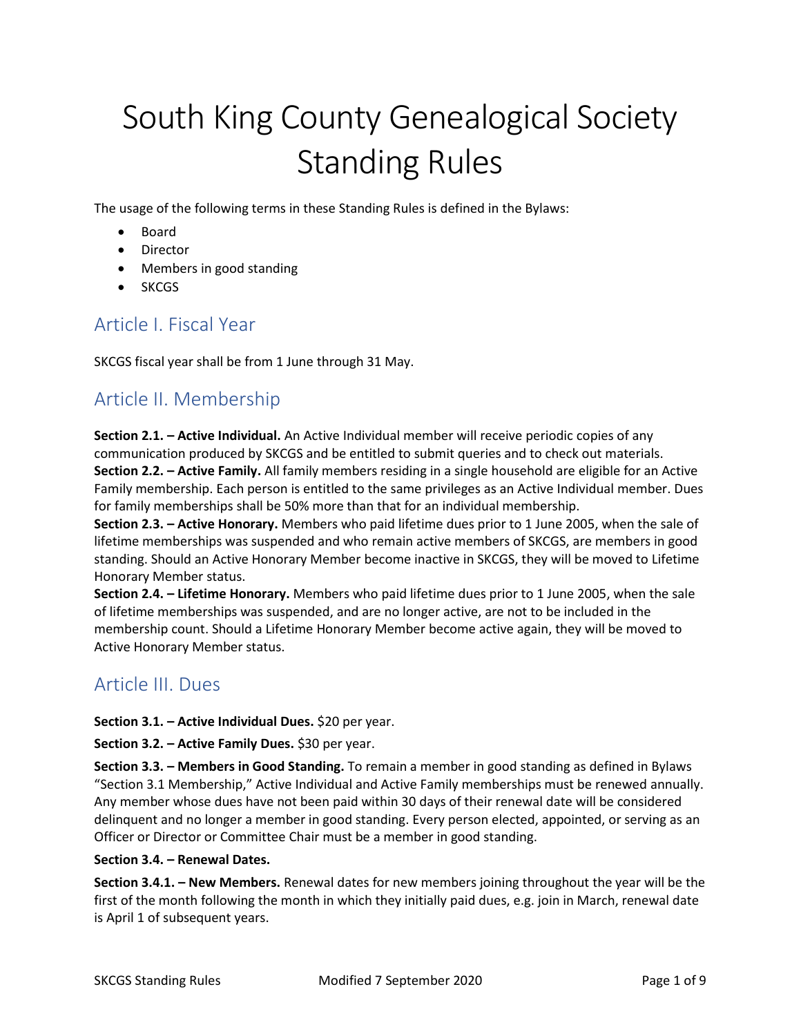# South King County Genealogical Society Standing Rules

The usage of the following terms in these Standing Rules is defined in the Bylaws:

- Board
- Director
- Members in good standing
- SKCGS

## Article I. Fiscal Year

SKCGS fiscal year shall be from 1 June through 31 May.

## Article II. Membership

**Section 2.1. – Active Individual.** An Active Individual member will receive periodic copies of any communication produced by SKCGS and be entitled to submit queries and to check out materials.

**Section 2.2. – Active Family.** All family members residing in a single household are eligible for an Active Family membership. Each person is entitled to the same privileges as an Active Individual member. Dues for family memberships shall be 50% more than that for an individual membership.

**Section 2.3. – Active Honorary.** Members who paid lifetime dues prior to 1 June 2005, when the sale of lifetime memberships was suspended and who remain active members of SKCGS, are members in good standing. Should an Active Honorary Member become inactive in SKCGS, they will be moved to Lifetime Honorary Member status.

**Section 2.4. – Lifetime Honorary.** Members who paid lifetime dues prior to 1 June 2005, when the sale of lifetime memberships was suspended, and are no longer active, are not to be included in the membership count. Should a Lifetime Honorary Member become active again, they will be moved to Active Honorary Member status.

## Article III. Dues

**Section 3.1. – Active Individual Dues.** $20 per year.

**Section 3.2. – Active Family Dues.** $30 per year.

**Section 3.3. – Members in Good Standing.** To remain a member in good standing as defined in Bylaws "Section 3.1 Membership," Active Individual and Active Family memberships must be renewed annually. Any member whose dues have not been paid within 30 days of their renewal date will be considered delinquent and no longer a member in good standing. Every person elected, appointed, or serving as an Officer or Director or Committee Chair must be a member in good standing.

**Section 3.4. – Renewal Dates.**

**Section 3.4.1. – New Members.** Renewal dates for new members joining throughout the year will be the first of the month following the month in which they initially paid dues, e.g. join in March, renewal date is April 1 of subsequent years.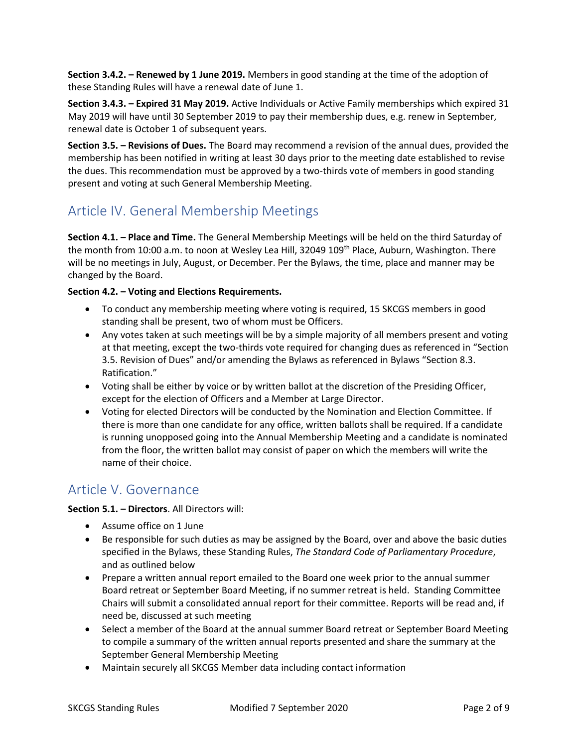**Section 3.4.2. – Renewed by 1 June 2019.** Members in good standing at the time of the adoption of these Standing Rules will have a renewal date of June 1.

**Section 3.4.3. – Expired 31 May 2019.** Active Individuals or Active Family memberships which expired 31 May 2019 will have until 30 September 2019 to pay their membership dues, e.g. renew in September, renewal date is October 1 of subsequent years.

**Section 3.5. – Revisions of Dues.** The Board may recommend a revision of the annual dues, provided the membership has been notified in writing at least 30 days prior to the meeting date established to revise the dues. This recommendation must be approved by a two-thirds vote of members in good standing present and voting at such General Membership Meeting.

## Article IV. General Membership Meetings

**Section 4.1. – Place and Time.** The General Membership Meetings will be held on the third Saturday of the month from 10:00 a.m. to noon at Wesley Lea Hill, 32049 109th Place, Auburn, Washington. There will be no meetings in July, August, or December. Per the Bylaws, the time, place and manner may be changed by the Board.

**Section 4.2. – Voting and Elections Requirements.**

- To conduct any membership meeting where voting is required, 15 SKCGS members in good standing shall be present, two of whom must be Officers.
- Any votes taken at such meetings will be by a simple majority of all members present and voting at that meeting, except the two-thirds vote required for changing dues as referenced in "Section 3.5. Revision of Dues" and/or amending the Bylaws as referenced in Bylaws "Section 8.3. Ratification."
- Voting shall be either by voice or by written ballot at the discretion of the Presiding Officer, except for the election of Officers and a Member at Large Director.
- Voting for elected Directors will be conducted by the Nomination and Election Committee. If there is more than one candidate for any office, written ballots shall be required. If a candidate is running unopposed going into the Annual Membership Meeting and a candidate is nominated from the floor, the written ballot may consist of paper on which the members will write the name of their choice.

## Article V. Governance

**Section 5.1. – Directors**. All Directors will:

- Assume office on 1 June
- Be responsible for such duties as may be assigned by the Board, over and above the basic duties specified in the Bylaws, these Standing Rules, *The Standard Code of Parliamentary Procedure*, and as outlined below
- Prepare a written annual report emailed to the Board one week prior to the annual summer Board retreat or September Board Meeting, if no summer retreat is held. Standing Committee Chairs will submit a consolidated annual report for their committee. Reports will be read and, if need be, discussed at such meeting
- Select a member of the Board at the annual summer Board retreat or September Board Meeting to compile a summary of the written annual reports presented and share the summary at the September General Membership Meeting
- Maintain securely all SKCGS Member data including contact information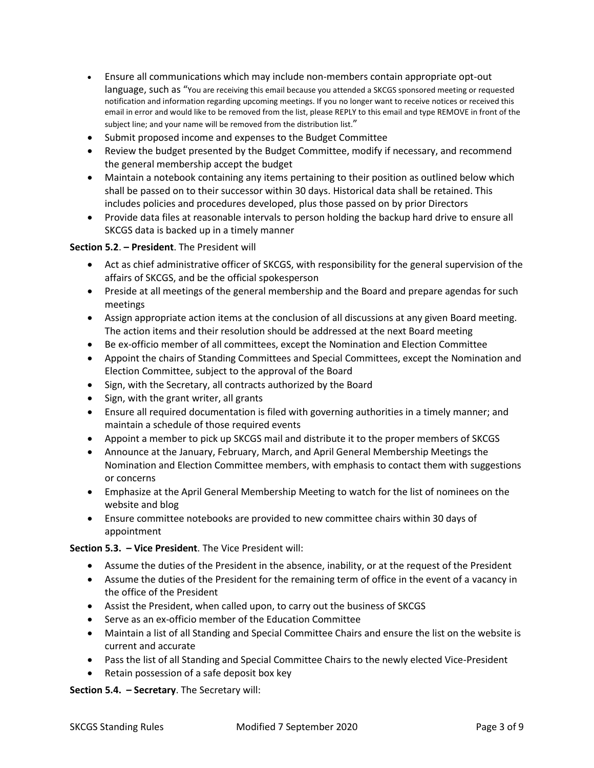- Ensure all communications which may include non-members contain appropriate opt-out language, such as "You are receiving this email because you attended a SKCGS sponsored meeting or requested notification and information regarding upcoming meetings. If you no longer want to receive notices or received this email in error and would like to be removed from the list, please REPLY to this email and type REMOVE in front of the subject line; and your name will be removed from the distribution list."
- Submit proposed income and expenses to the Budget Committee
- Review the budget presented by the Budget Committee, modify if necessary, and recommend the general membership accept the budget
- Maintain a notebook containing any items pertaining to their position as outlined below which shall be passed on to their successor within 30 days. Historical data shall be retained. This includes policies and procedures developed, plus those passed on by prior Directors
- Provide data files at reasonable intervals to person holding the backup hard drive to ensure all SKCGS data is backed up in a timely manner

**Section 5.2. – President**. The President will

- Act as chief administrative officer of SKCGS, with responsibility for the general supervision of the affairs of SKCGS, and be the official spokesperson
- Preside at all meetings of the general membership and the Board and prepare agendas for such meetings
- Assign appropriate action items at the conclusion of all discussions at any given Board meeting. The action items and their resolution should be addressed at the next Board meeting
- Be ex-officio member of all committees, except the Nomination and Election Committee
- Appoint the chairs of Standing Committees and Special Committees, except the Nomination and Election Committee, subject to the approval of the Board
- Sign, with the Secretary, all contracts authorized by the Board
- Sign, with the grant writer, all grants
- Ensure all required documentation is filed with governing authorities in a timely manner; and maintain a schedule of those required events
- Appoint a member to pick up SKCGS mail and distribute it to the proper members of SKCGS
- Announce at the January, February, March, and April General Membership Meetings the Nomination and Election Committee members, with emphasis to contact them with suggestions or concerns
- Emphasize at the April General Membership Meeting to watch for the list of nominees on the website and blog
- Ensure committee notebooks are provided to new committee chairs within 30 days of appointment

**Section 5.3. – Vice President**. The Vice President will:

- Assume the duties of the President in the absence, inability, or at the request of the President
- Assume the duties of the President for the remaining term of office in the event of a vacancy in the office of the President
- Assist the President, when called upon, to carry out the business of SKCGS
- Serve as an ex-officio member of the Education Committee
- Maintain a list of all Standing and Special Committee Chairs and ensure the list on the website is current and accurate
- Pass the list of all Standing and Special Committee Chairs to the newly elected Vice-President
- Retain possession of a safe deposit box key

**Section 5.4. – Secretary**. The Secretary will: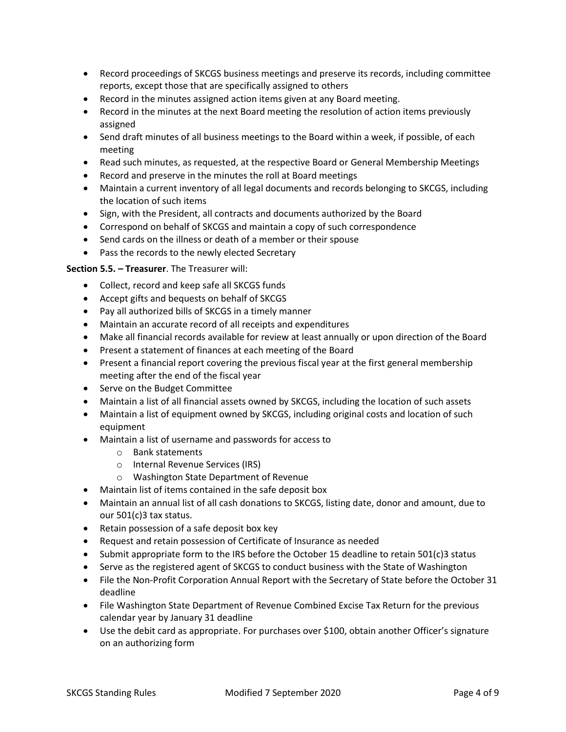- Record proceedings of SKCGS business meetings and preserve its records, including committee reports, except those that are specifically assigned to others
- Record in the minutes assigned action items given at any Board meeting.
- Record in the minutes at the next Board meeting the resolution of action items previously assigned
- Send draft minutes of all business meetings to the Board within a week, if possible, of each meeting
- Read such minutes, as requested, at the respective Board or General Membership Meetings
- Record and preserve in the minutes the roll at Board meetings
- Maintain a current inventory of all legal documents and records belonging to SKCGS, including the location of such items
- Sign, with the President, all contracts and documents authorized by the Board
- Correspond on behalf of SKCGS and maintain a copy of such correspondence
- Send cards on the illness or death of a member or their spouse
- Pass the records to the newly elected Secretary

**Section 5.5. – Treasurer**. The Treasurer will:

- Collect, record and keep safe all SKCGS funds
- Accept gifts and bequests on behalf of SKCGS
- Pay all authorized bills of SKCGS in a timely manner
- Maintain an accurate record of all receipts and expenditures
- Make all financial records available for review at least annually or upon direction of the Board
- Present a statement of finances at each meeting of the Board
- Present a financial report covering the previous fiscal year at the first general membership meeting after the end of the fiscal year
- Serve on the Budget Committee
- Maintain a list of all financial assets owned by SKCGS, including the location of such assets
- Maintain a list of equipment owned by SKCGS, including original costs and location of such equipment
- Maintain a list of username and passwords for access to
    - Bank statements
    - Internal Revenue Services (IRS)
    - Washington State Department of Revenue
- Maintain list of items contained in the safe deposit box
- Maintain an annual list of all cash donations to SKCGS, listing date, donor and amount, due to our 501(c)3 tax status.
- Retain possession of a safe deposit box key
- Request and retain possession of Certificate of Insurance as needed
- Submit appropriate form to the IRS before the October 15 deadline to retain 501(c)3 status
- Serve as the registered agent of SKCGS to conduct business with the State of Washington
- File the Non-Profit Corporation Annual Report with the Secretary of State before the October 31 deadline
- File Washington State Department of Revenue Combined Excise Tax Return for the previous calendar year by January 31 deadline
- Use the debit card as appropriate. For purchases over $100, obtain another Officer's signature on an authorizing form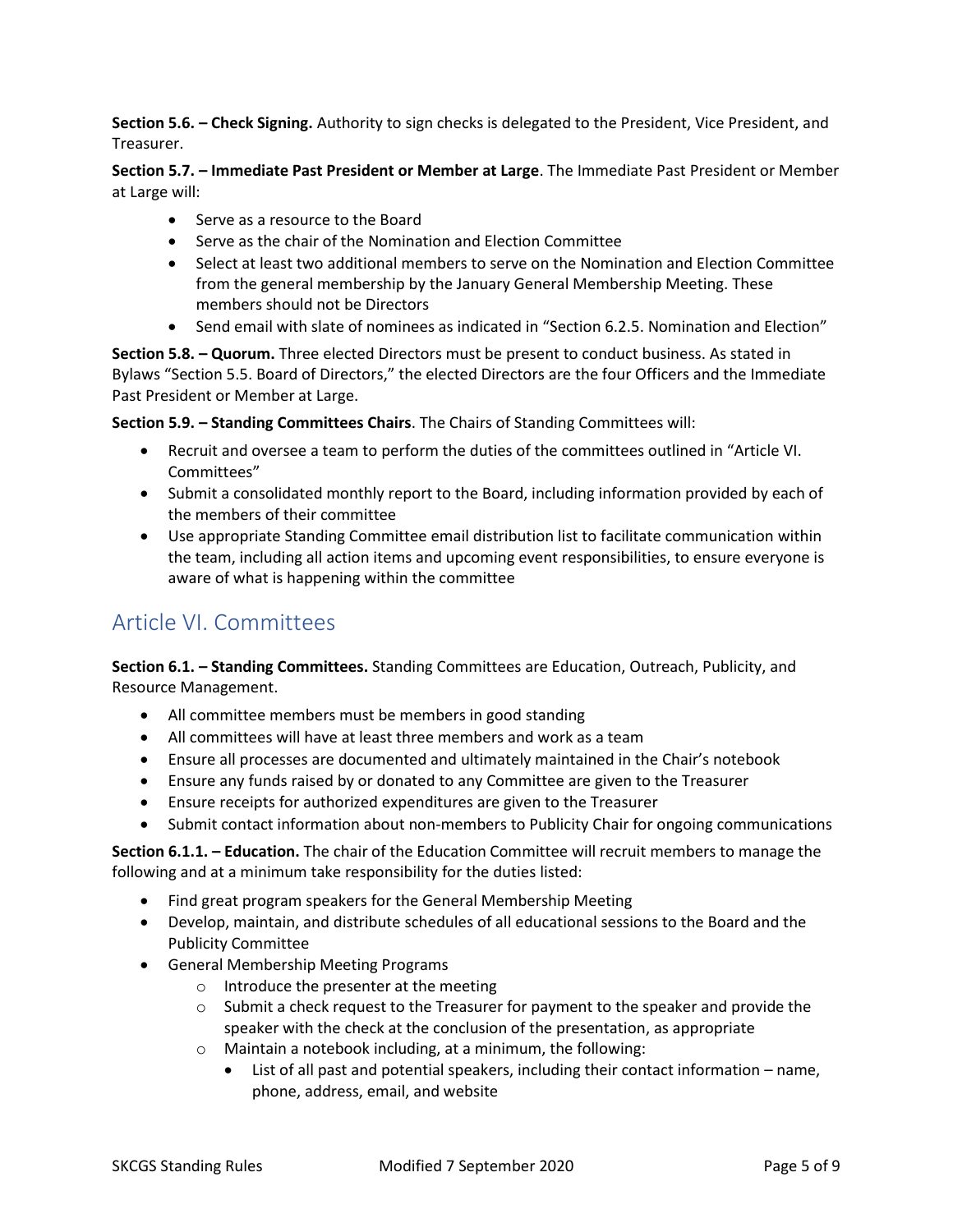**Section 5.6. – Check Signing.** Authority to sign checks is delegated to the President, Vice President, and Treasurer.

**Section 5.7. – Immediate Past President or Member at Large**. The Immediate Past President or Member at Large will:

- Serve as a resource to the Board
- Serve as the chair of the Nomination and Election Committee
- Select at least two additional members to serve on the Nomination and Election Committee from the general membership by the January General Membership Meeting. These members should not be Directors
- Send email with slate of nominees as indicated in "Section 6.2.5. Nomination and Election"

**Section 5.8. – Quorum.** Three elected Directors must be present to conduct business. As stated in Bylaws "Section 5.5. Board of Directors," the elected Directors are the four Officers and the Immediate Past President or Member at Large.

**Section 5.9. – Standing Committees Chairs**. The Chairs of Standing Committees will:

- Recruit and oversee a team to perform the duties of the committees outlined in "Article VI. Committees"
- Submit a consolidated monthly report to the Board, including information provided by each of the members of their committee
- Use appropriate Standing Committee email distribution list to facilitate communication within the team, including all action items and upcoming event responsibilities, to ensure everyone is aware of what is happening within the committee

## Article VI. Committees

**Section 6.1. – Standing Committees.** Standing Committees are Education, Outreach, Publicity, and Resource Management.

- All committee members must be members in good standing
- All committees will have at least three members and work as a team
- Ensure all processes are documented and ultimately maintained in the Chair's notebook
- Ensure any funds raised by or donated to any Committee are given to the Treasurer
- Ensure receipts for authorized expenditures are given to the Treasurer
- Submit contact information about non-members to Publicity Chair for ongoing communications

**Section 6.1.1. – Education.** The chair of the Education Committee will recruit members to manage the following and at a minimum take responsibility for the duties listed:

- Find great program speakers for the General Membership Meeting
- Develop, maintain, and distribute schedules of all educational sessions to the Board and the Publicity Committee
- General Membership Meeting Programs
  - Introduce the presenter at the meeting
  - Submit a check request to the Treasurer for payment to the speaker and provide the speaker with the check at the conclusion of the presentation, as appropriate
  - Maintain a notebook including, at a minimum, the following:
    - List of all past and potential speakers, including their contact information – name, phone, address, email, and website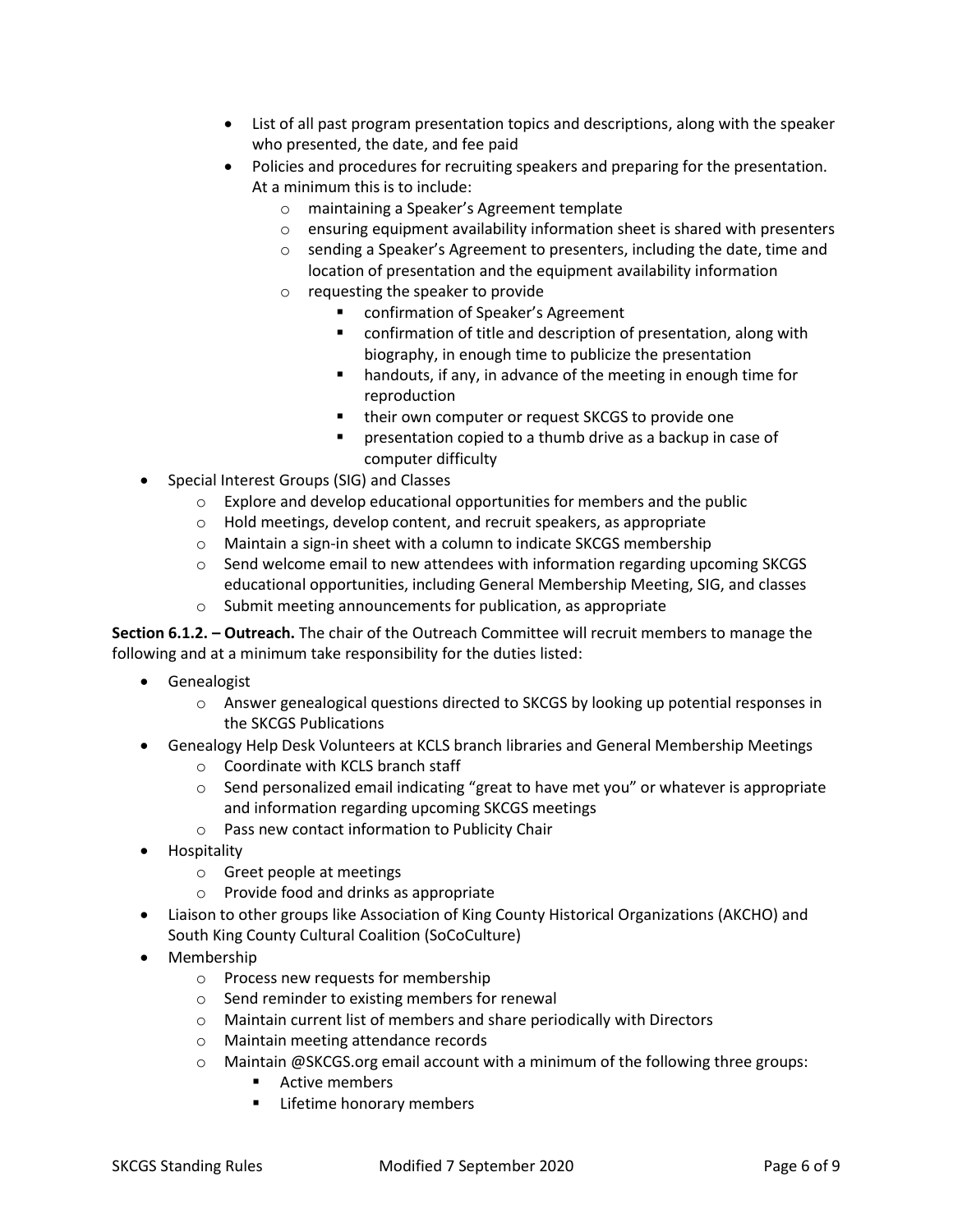- List of all past program presentation topics and descriptions, along with the speaker who presented, the date, and fee paid
        - Policies and procedures for recruiting speakers and preparing for the presentation. At a minimum this is to include:
            - maintaining a Speaker's Agreement template
            - ensuring equipment availability information sheet is shared with presenters
            - sending a Speaker's Agreement to presenters, including the date, time and location of presentation and the equipment availability information
            - requesting the speaker to provide
                - confirmation of Speaker's Agreement
                - confirmation of title and description of presentation, along with biography, in enough time to publicize the presentation
                - handouts, if any, in advance of the meeting in enough time for reproduction
                - their own computer or request SKCGS to provide one
                - presentation copied to a thumb drive as a backup in case of computer difficulty
- Special Interest Groups (SIG) and Classes
    - Explore and develop educational opportunities for members and the public
    - Hold meetings, develop content, and recruit speakers, as appropriate
    - Maintain a sign-in sheet with a column to indicate SKCGS membership
    - Send welcome email to new attendees with information regarding upcoming SKCGS educational opportunities, including General Membership Meeting, SIG, and classes
    - Submit meeting announcements for publication, as appropriate

**Section 6.1.2. – Outreach.** The chair of the Outreach Committee will recruit members to manage the following and at a minimum take responsibility for the duties listed:

- Genealogist
    - Answer genealogical questions directed to SKCGS by looking up potential responses in the SKCGS Publications
- Genealogy Help Desk Volunteers at KCLS branch libraries and General Membership Meetings
    - Coordinate with KCLS branch staff
    - Send personalized email indicating "great to have met you" or whatever is appropriate and information regarding upcoming SKCGS meetings
    - Pass new contact information to Publicity Chair
- Hospitality
    - Greet people at meetings
    - Provide food and drinks as appropriate
- Liaison to other groups like Association of King County Historical Organizations (AKCHO) and South King County Cultural Coalition (SoCoCulture)
- Membership
    - Process new requests for membership
    - Send reminder to existing members for renewal
    - Maintain current list of members and share periodically with Directors
    - Maintain meeting attendance records
    - Maintain @SKCGS.org email account with a minimum of the following three groups:
        - Active members
        - Lifetime honorary members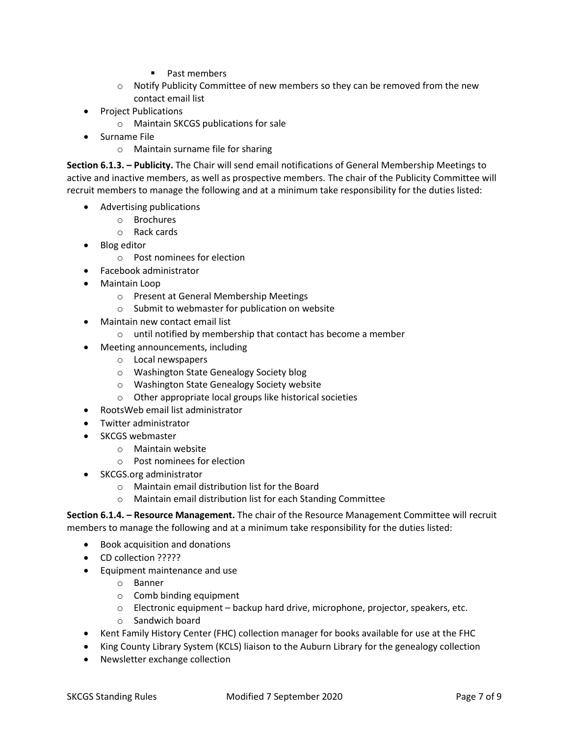- Past members
    - Notify Publicity Committee of new members so they can be removed from the new contact email list
- Project Publications
    - Maintain SKCGS publications for sale
- Surname File
    - Maintain surname file for sharing

**Section 6.1.3. – Publicity.** The Chair will send email notifications of General Membership Meetings to active and inactive members, as well as prospective members. The chair of the Publicity Committee will recruit members to manage the following and at a minimum take responsibility for the duties listed:

- Advertising publications
    - Brochures
    - Rack cards
- Blog editor
    - Post nominees for election
- Facebook administrator
- Maintain Loop
    - Present at General Membership Meetings
    - Submit to webmaster for publication on website
- Maintain new contact email list
    - until notified by membership that contact has become a member
- Meeting announcements, including
    - Local newspapers
    - Washington State Genealogy Society blog
    - Washington State Genealogy Society website
    - Other appropriate local groups like historical societies
- RootsWeb email list administrator
- Twitter administrator
- SKCGS webmaster
    - Maintain website
    - Post nominees for election
- SKCGS.org administrator
    - Maintain email distribution list for the Board
    - Maintain email distribution list for each Standing Committee

**Section 6.1.4. – Resource Management.** The chair of the Resource Management Committee will recruit members to manage the following and at a minimum take responsibility for the duties listed:

- Book acquisition and donations
- CD collection ?????
- Equipment maintenance and use
    - Banner
    - Comb binding equipment
    - Electronic equipment – backup hard drive, microphone, projector, speakers, etc.
    - Sandwich board
- Kent Family History Center (FHC) collection manager for books available for use at the FHC
- King County Library System (KCLS) liaison to the Auburn Library for the genealogy collection
- Newsletter exchange collection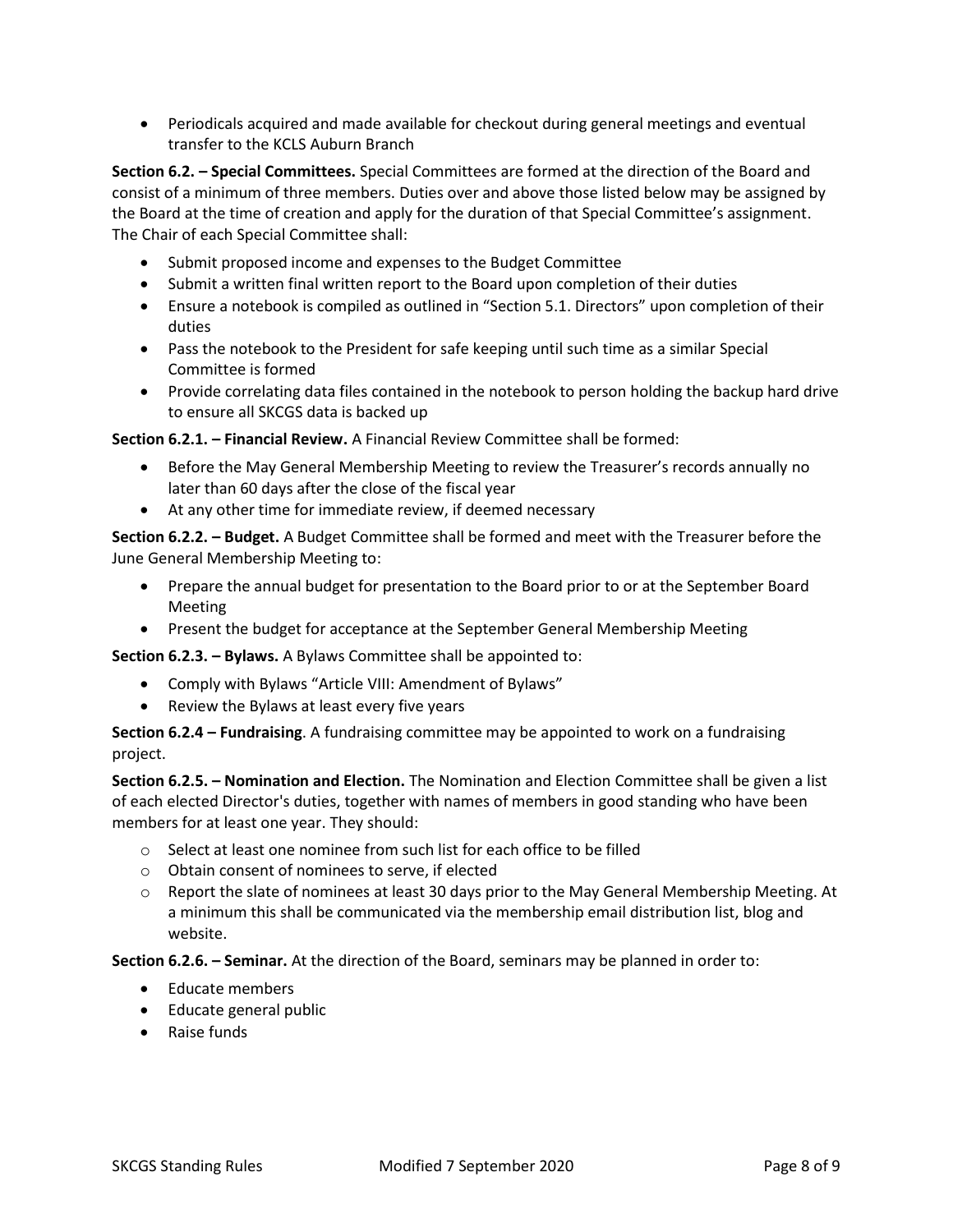- Periodicals acquired and made available for checkout during general meetings and eventual transfer to the KCLS Auburn Branch

**Section 6.2. – Special Committees.** Special Committees are formed at the direction of the Board and consist of a minimum of three members. Duties over and above those listed below may be assigned by the Board at the time of creation and apply for the duration of that Special Committee's assignment. The Chair of each Special Committee shall:

- Submit proposed income and expenses to the Budget Committee
- Submit a written final written report to the Board upon completion of their duties
- Ensure a notebook is compiled as outlined in "Section 5.1. Directors" upon completion of their duties
- Pass the notebook to the President for safe keeping until such time as a similar Special Committee is formed
- Provide correlating data files contained in the notebook to person holding the backup hard drive to ensure all SKCGS data is backed up

**Section 6.2.1. – Financial Review.** A Financial Review Committee shall be formed:

- Before the May General Membership Meeting to review the Treasurer's records annually no later than 60 days after the close of the fiscal year
- At any other time for immediate review, if deemed necessary

**Section 6.2.2. – Budget.** A Budget Committee shall be formed and meet with the Treasurer before the June General Membership Meeting to:

- Prepare the annual budget for presentation to the Board prior to or at the September Board Meeting
- Present the budget for acceptance at the September General Membership Meeting

**Section 6.2.3. – Bylaws.** A Bylaws Committee shall be appointed to:

- Comply with Bylaws "Article VIII: Amendment of Bylaws"
- Review the Bylaws at least every five years

**Section 6.2.4 – Fundraising**. A fundraising committee may be appointed to work on a fundraising project.

**Section 6.2.5. – Nomination and Election.** The Nomination and Election Committee shall be given a list of each elected Director's duties, together with names of members in good standing who have been members for at least one year. They should:

- Select at least one nominee from such list for each office to be filled
- Obtain consent of nominees to serve, if elected
- Report the slate of nominees at least 30 days prior to the May General Membership Meeting. At a minimum this shall be communicated via the membership email distribution list, blog and website.

**Section 6.2.6. – Seminar.** At the direction of the Board, seminars may be planned in order to:

- Educate members
- Educate general public
- Raise funds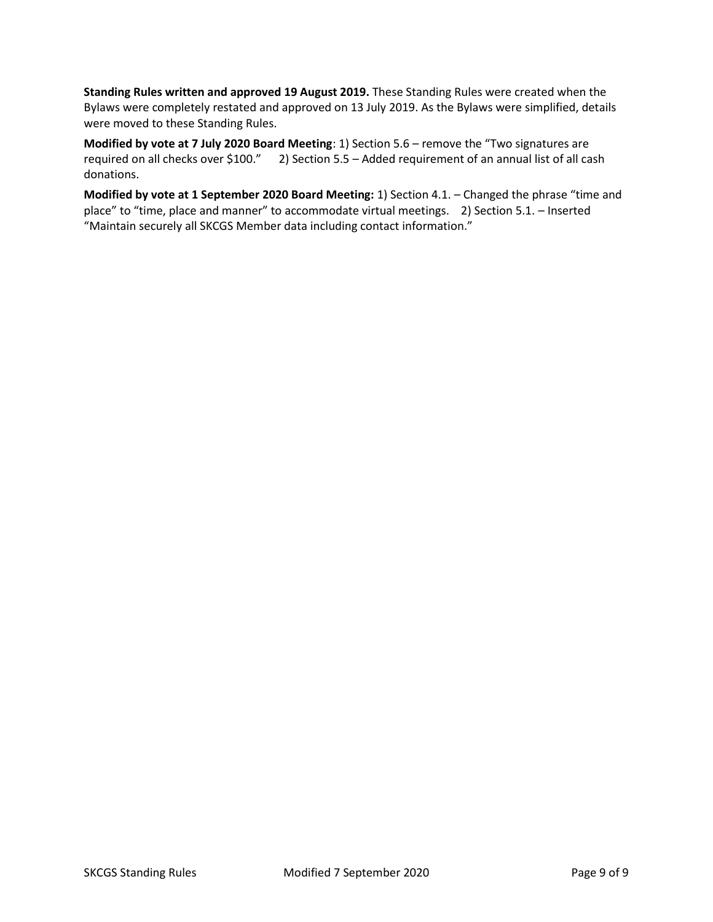**Standing Rules written and approved 19 August 2019.** These Standing Rules were created when the Bylaws were completely restated and approved on 13 July 2019. As the Bylaws were simplified, details were moved to these Standing Rules.

**Modified by vote at 7 July 2020 Board Meeting**: 1) Section 5.6 – remove the "Two signatures are required on all checks over $100." 2) Section 5.5 – Added requirement of an annual list of all cash donations.

**Modified by vote at 1 September 2020 Board Meeting:** 1) Section 4.1. – Changed the phrase "time and place" to "time, place and manner" to accommodate virtual meetings. 2) Section 5.1. – Inserted "Maintain securely all SKCGS Member data including contact information."